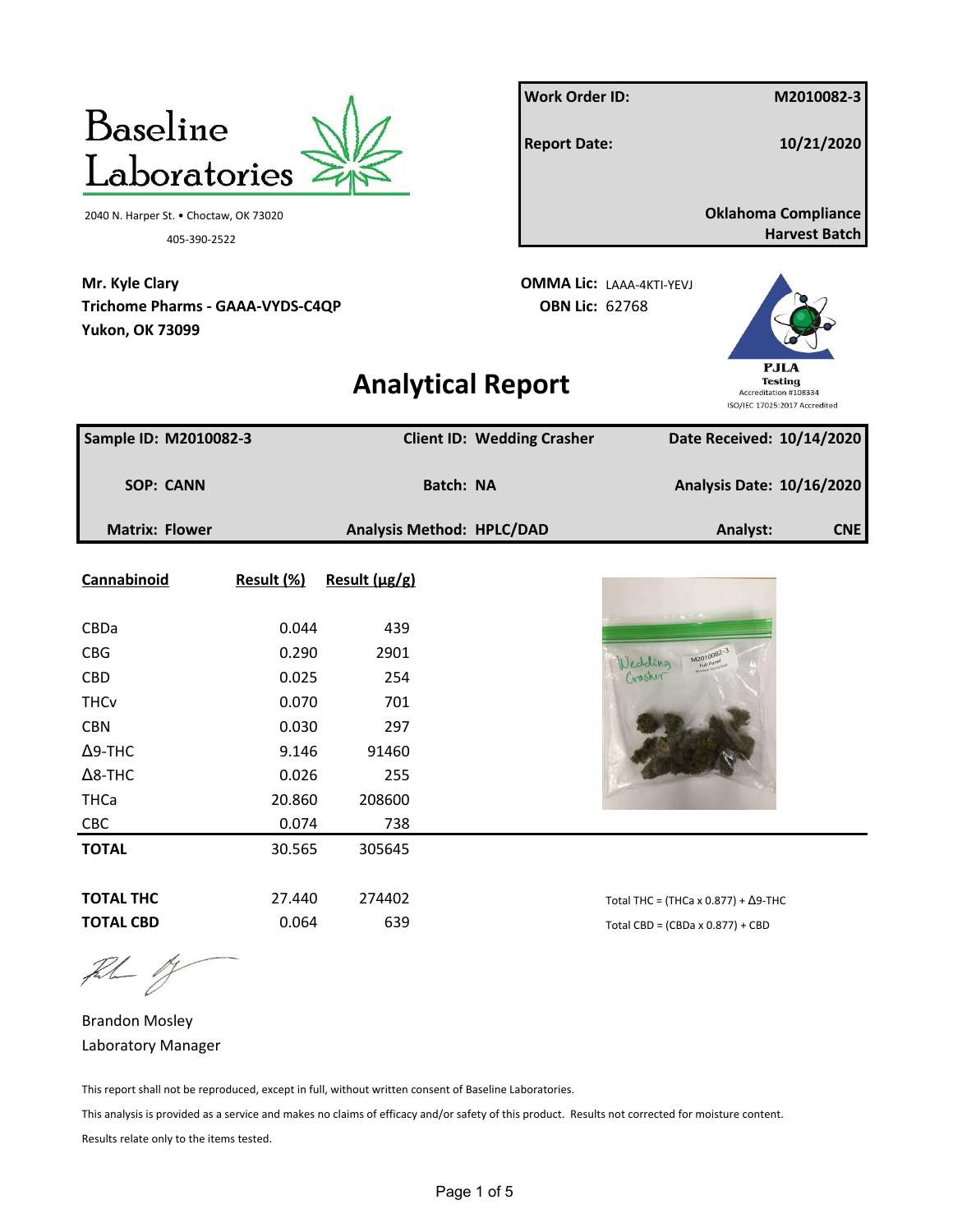# Baseline Laboratories

2040 N. Harper St. • Choctaw, OK 73020

405-390-2522

| | |
|---|---|
| **Work Order ID:** | **M2010082-3** |
| **Report Date:** | **10/21/2020** |
| | **Oklahoma Compliance Harvest Batch** |

**Mr. Kyle Clary**
**Trichome Pharms - GAAA-VYDS-C4QP**
**Yukon, OK 73099**

**OMMA Lic:** LAAA-4KTI-YEVJ
**OBN Lic:** 62768

PJLA Testing
Accreditation #108334
ISO/IEC 17025:2017 Accredited

## Analytical Report

| | | |
|---|---|---|
| **Sample ID: M2010082-3** | **Client ID: Wedding Crasher** | **Date Received: 10/14/2020** |
| **SOP: CANN** | **Batch: NA** | **Analysis Date: 10/16/2020** |
| **Matrix: Flower** | **Analysis Method: HPLC/DAD** | **Analyst: CNE** |

| Cannabinoid | Result (%) | Result (μg/g) |
|---|---|---|
| CBDa | 0.044 | 439 |
| CBG | 0.290 | 2901 |
| CBD | 0.025 | 254 |
| THCv | 0.070 | 701 |
| CBN | 0.030 | 297 |
| Δ9-THC | 9.146 | 91460 |
| Δ8-THC | 0.026 | 255 |
| THCa | 20.860 | 208600 |
| CBC | 0.074 | 738 |
| **TOTAL** | 30.565 | 305645 |
| **TOTAL THC** | 27.440 | 274402 |
| **TOTAL CBD** | 0.064 | 639 |

Total THC = (THCa x 0.877) + Δ9-THC

Total CBD = (CBDa x 0.877) + CBD

Brandon Mosley
Laboratory Manager

This report shall not be reproduced, except in full, without written consent of Baseline Laboratories.

This analysis is provided as a service and makes no claims of efficacy and/or safety of this product. Results not corrected for moisture content.

Results relate only to the items tested.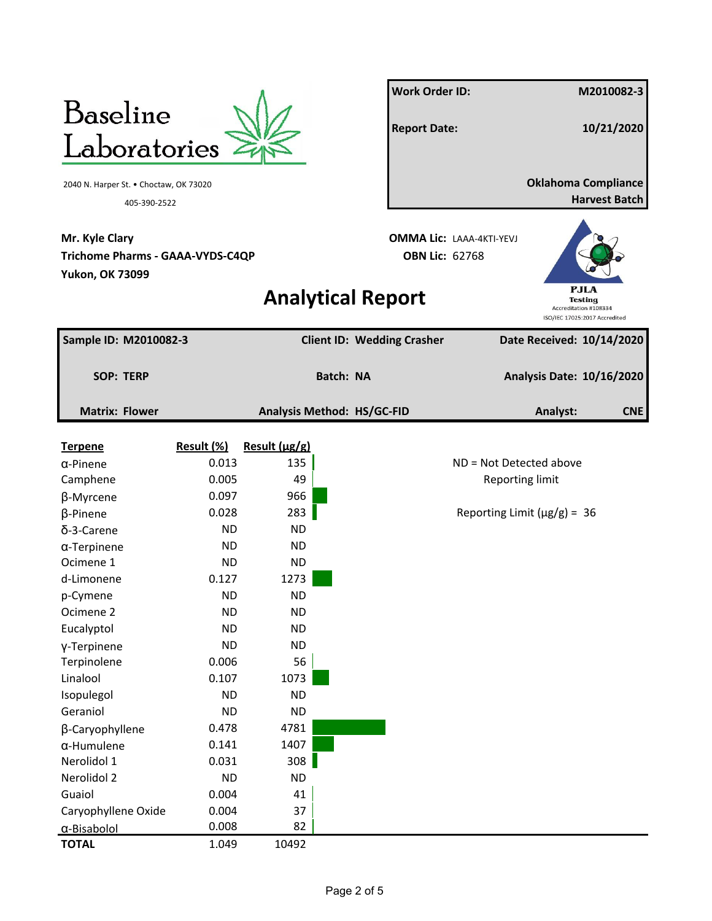Baseline Laboratories

2040 N. Harper St. • Choctaw, OK 73020

405-390-2522

| | |
|---|---|
| **Work Order ID:** | **M2010082-3** |
| **Report Date:** | **10/21/2020** |
| | **Oklahoma Compliance Harvest Batch** |

**Mr. Kyle Clary**
**Trichome Pharms - GAAA-VYDS-C4QP**
**Yukon, OK 73099**

**OMMA Lic:** LAAA-4KTI-YEVJ
**OBN Lic:** 62768

PJLA Testing
Accreditation #108334
ISO/IEC 17025:2017 Accredited

# Analytical Report

| | | |
|---|---|---|
| **Sample ID: M2010082-3** | **Client ID: Wedding Crasher** | **Date Received: 10/14/2020** |
| **SOP: TERP** | **Batch: NA** | **Analysis Date: 10/16/2020** |
| **Matrix: Flower** | **Analysis Method: HS/GC-FID** | **Analyst: CNE** |

| Terpene | Result (%) | Result (µg/g) |
|---|---|---|
| α-Pinene | 0.013 | 135 |
| Camphene | 0.005 | 49 |
| β-Myrcene | 0.097 | 966 |
| β-Pinene | 0.028 | 283 |
| δ-3-Carene | ND | ND |
| α-Terpinene | ND | ND |
| Ocimene 1 | ND | ND |
| d-Limonene | 0.127 | 1273 |
| p-Cymene | ND | ND |
| Ocimene 2 | ND | ND |
| Eucalyptol | ND | ND |
| γ-Terpinene | ND | ND |
| Terpinolene | 0.006 | 56 |
| Linalool | 0.107 | 1073 |
| Isopulegol | ND | ND |
| Geraniol | ND | ND |
| β-Caryophyllene | 0.478 | 4781 |
| α-Humulene | 0.141 | 1407 |
| Nerolidol 1 | 0.031 | 308 |
| Nerolidol 2 | ND | ND |
| Guaiol | 0.004 | 41 |
| Caryophyllene Oxide | 0.004 | 37 |
| α-Bisabolol | 0.008 | 82 |
| **TOTAL** | 1.049 | 10492 |

ND = Not Detected above Reporting limit

Reporting Limit (µg/g) = 36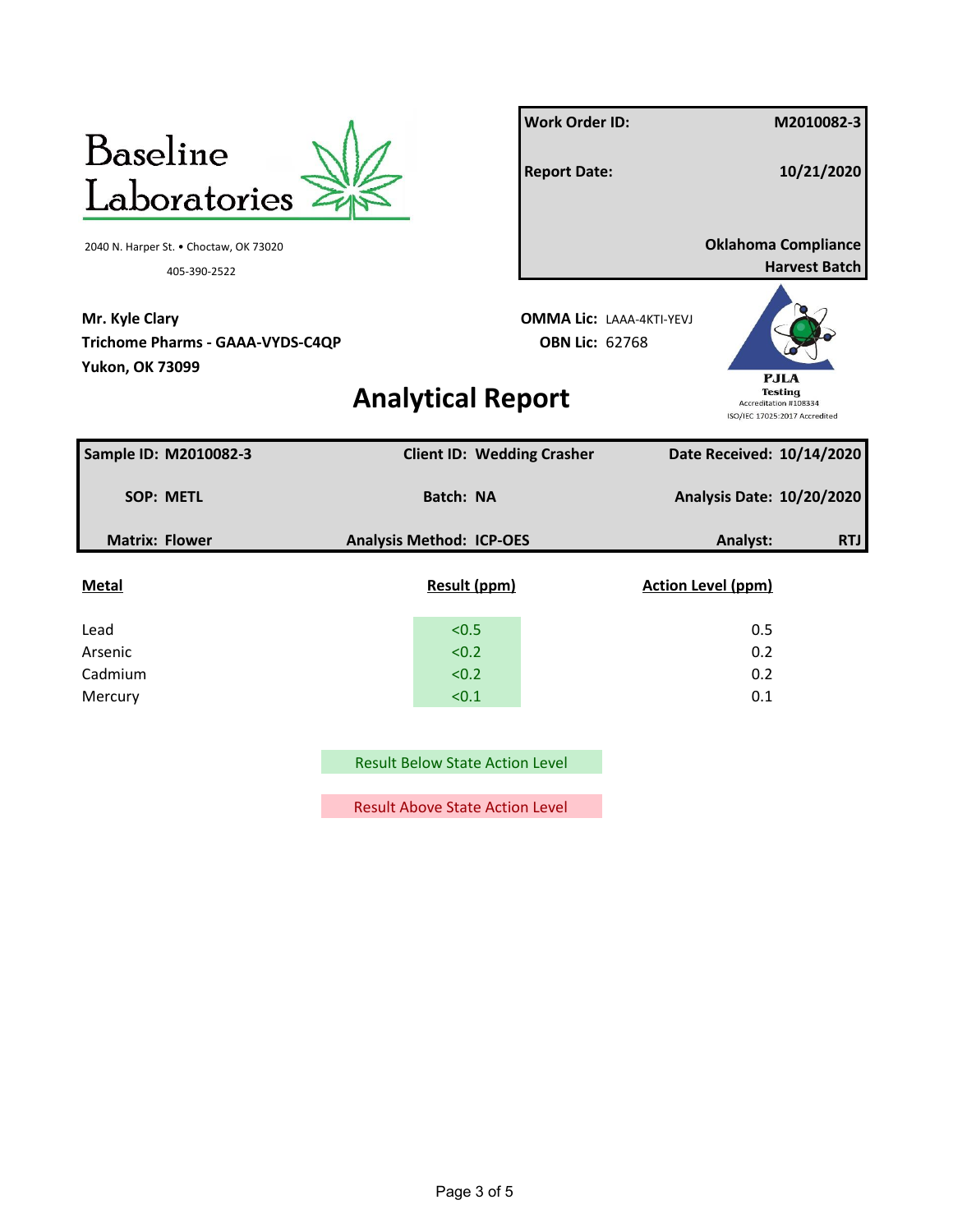# Baseline Laboratories

2040 N. Harper St. • Choctaw, OK 73020

405-390-2522

| Work Order ID: | M2010082-3 |
|---|---|
| Report Date: | 10/21/2020 |
| | Oklahoma Compliance Harvest Batch |

**Mr. Kyle Clary**
**Trichome Pharms - GAAA-VYDS-C4QP**
**Yukon, OK 73099**

**OMMA Lic:** LAAA-4KTI-YEVJ
**OBN Lic:** 62768

PJLA Testing
Accreditation #108334
ISO/IEC 17025:2017 Accredited

## Analytical Report

| Sample ID: M2010082-3 | Client ID: Wedding Crasher | Date Received: 10/14/2020 |
|---|---|---|
| SOP: METL | Batch: NA | Analysis Date: 10/20/2020 |
| Matrix: Flower | Analysis Method: ICP-OES | Analyst: RTJ |

| Metal | Result (ppm) | Action Level (ppm) |
|---|---|---|
| Lead | <0.5 | 0.5 |
| Arsenic | <0.2 | 0.2 |
| Cadmium | <0.2 | 0.2 |
| Mercury | <0.1 | 0.1 |

Result Below State Action Level

Result Above State Action Level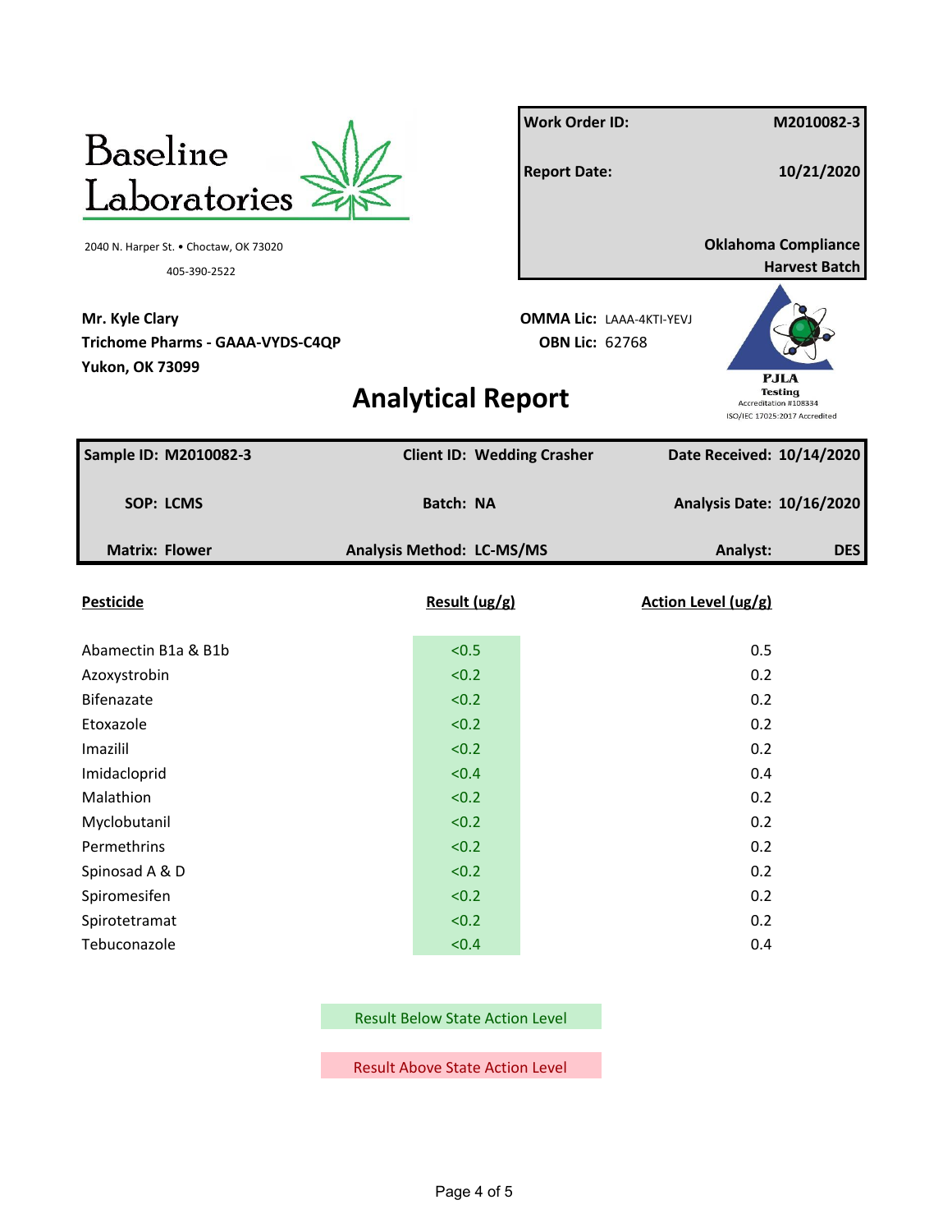# Baseline Laboratories

2040 N. Harper St. • Choctaw, OK 73020

405-390-2522

| | |
|---|---|
| **Work Order ID:** | **M2010082-3** |
| **Report Date:** | **10/21/2020** |
| | **Oklahoma Compliance Harvest Batch** |

**Mr. Kyle Clary**
**Trichome Pharms - GAAA-VYDS-C4QP**
**Yukon, OK 73099**

**OMMA Lic:** LAAA-4KTI-YEVJ
**OBN Lic:** 62768

PJLA Testing Accreditation #108334 ISO/IEC 17025:2017 Accredited

# Analytical Report

| | | |
|---|---|---|
| **Sample ID: M2010082-3** | **Client ID: Wedding Crasher** | **Date Received: 10/14/2020** |
| **SOP: LCMS** | **Batch: NA** | **Analysis Date: 10/16/2020** |
| **Matrix: Flower** | **Analysis Method: LC-MS/MS** | **Analyst: DES** |

| Pesticide | Result (ug/g) | Action Level (ug/g) |
|---|---|---|
| Abamectin B1a & B1b | <0.5 | 0.5 |
| Azoxystrobin | <0.2 | 0.2 |
| Bifenazate | <0.2 | 0.2 |
| Etoxazole | <0.2 | 0.2 |
| Imazilil | <0.2 | 0.2 |
| Imidacloprid | <0.4 | 0.4 |
| Malathion | <0.2 | 0.2 |
| Myclobutanil | <0.2 | 0.2 |
| Permethrins | <0.2 | 0.2 |
| Spinosad A & D | <0.2 | 0.2 |
| Spiromesifen | <0.2 | 0.2 |
| Spirotetramat | <0.2 | 0.2 |
| Tebuconazole | <0.4 | 0.4 |

Result Below State Action Level

Result Above State Action Level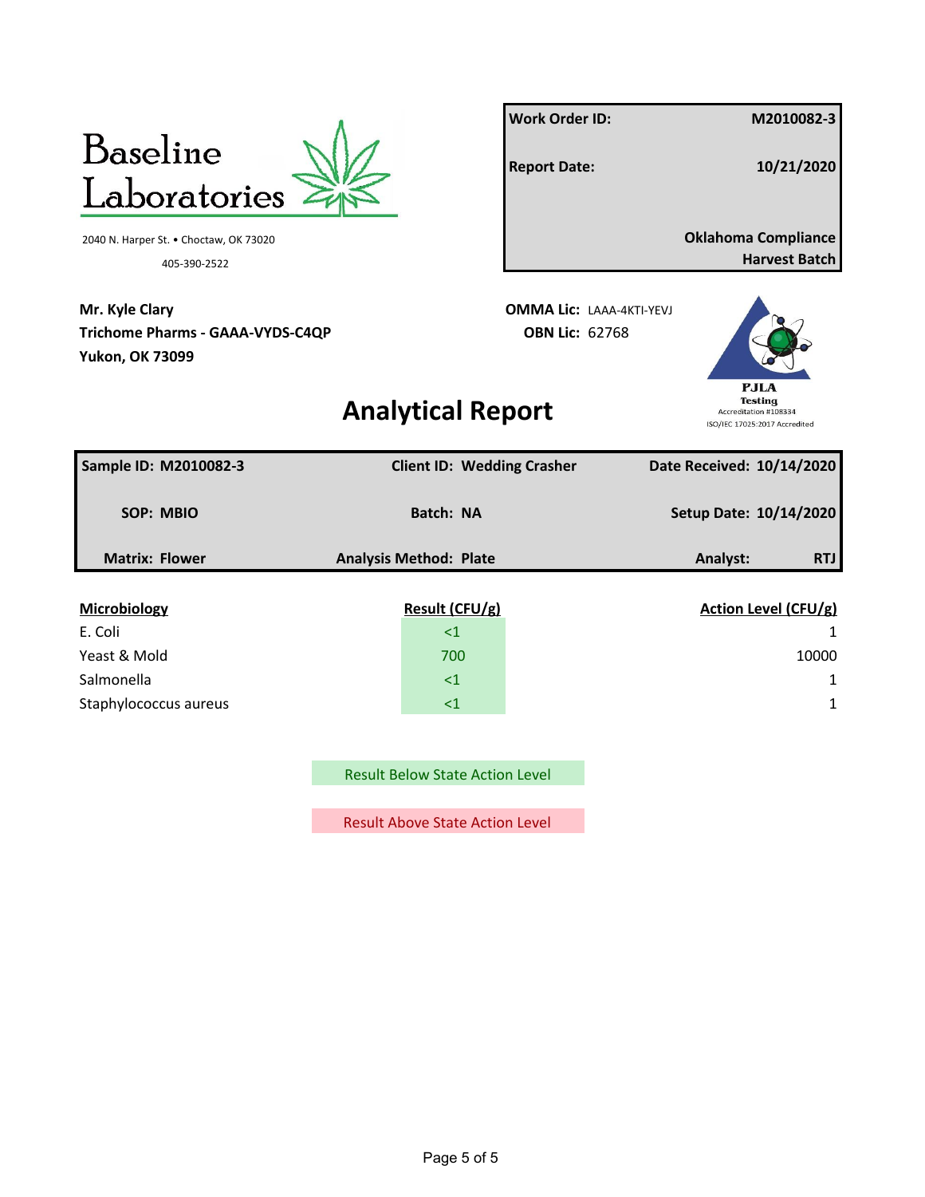Baseline Laboratories

2040 N. Harper St. • Choctaw, OK 73020

405-390-2522

| | |
|---|---|
| **Work Order ID:** | **M2010082-3** |
| **Report Date:** | **10/21/2020** |
| | **Oklahoma Compliance Harvest Batch** |

**Mr. Kyle Clary**
**Trichome Pharms - GAAA-VYDS-C4QP**
**Yukon, OK 73099**

**OMMA Lic:** LAAA-4KTI-YEVJ
**OBN Lic:** 62768

PJLA Testing
Accreditation #108334
ISO/IEC 17025:2017 Accredited

# Analytical Report

| | | |
|---|---|---|
| **Sample ID: M2010082-3** | **Client ID: Wedding Crasher** | **Date Received: 10/14/2020** |
| **SOP: MBIO** | **Batch: NA** | **Setup Date: 10/14/2020** |
| **Matrix: Flower** | **Analysis Method: Plate** | **Analyst: RTJ** |

| Microbiology | Result (CFU/g) | Action Level (CFU/g) |
|---|---|---|
| E. Coli | <1 | 1 |
| Yeast & Mold | 700 | 10000 |
| Salmonella | <1 | 1 |
| Staphylococcus aureus | <1 | 1 |

Result Below State Action Level

Result Above State Action Level